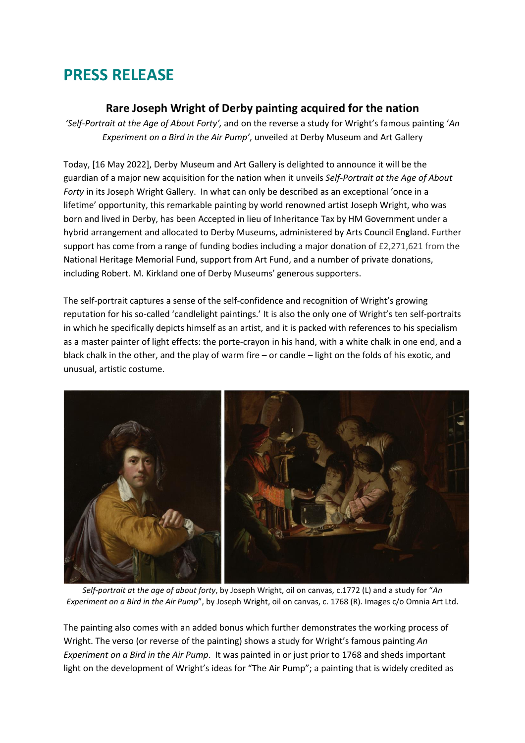# PRESS RELEASE

## Rare Joseph Wright of Derby painting acquired for the nation

*'Self-Portrait at the Age of About Forty',* and on the reverse a study for Wright's famous painting '*An Experiment on a Bird in the Air Pump'*, unveiled at Derby Museum and Art Gallery

Today, [16 May 2022], Derby Museum and Art Gallery is delighted to announce it will be the guardian of a major new acquisition for the nation when it unveils *Self-Portrait at the Age of About Forty* in its Joseph Wright Gallery. In what can only be described as an exceptional 'once in a lifetime' opportunity, this remarkable painting by world renowned artist Joseph Wright, who was born and lived in Derby, has been Accepted in lieu of Inheritance Tax by HM Government under a hybrid arrangement and allocated to Derby Museums, administered by Arts Council England. Further support has come from a range of funding bodies including a major donation of £2,271,621 from the National Heritage Memorial Fund, support from Art Fund, and a number of private donations, including Robert. M. Kirkland one of Derby Museums' generous supporters.

The self-portrait captures a sense of the self-confidence and recognition of Wright's growing reputation for his so-called 'candlelight paintings.' It is also the only one of Wright's ten self-portraits in which he specifically depicts himself as an artist, and it is packed with references to his specialism as a master painter of light effects: the porte-crayon in his hand, with a white chalk in one end, and a black chalk in the other, and the play of warm fire – or candle – light on the folds of his exotic, and unusual, artistic costume.

*Self-portrait at the age of about forty*, by Joseph Wright, oil on canvas, c.1772 (L) and a study for "*An Experiment on a Bird in the Air Pump*", by Joseph Wright, oil on canvas, c. 1768 (R). Images c/o Omnia Art Ltd.

The painting also comes with an added bonus which further demonstrates the working process of Wright. The verso (or reverse of the painting) shows a study for Wright's famous painting *An Experiment on a Bird in the Air Pump*. It was painted in or just prior to 1768 and sheds important light on the development of Wright's ideas for "The Air Pump"; a painting that is widely credited as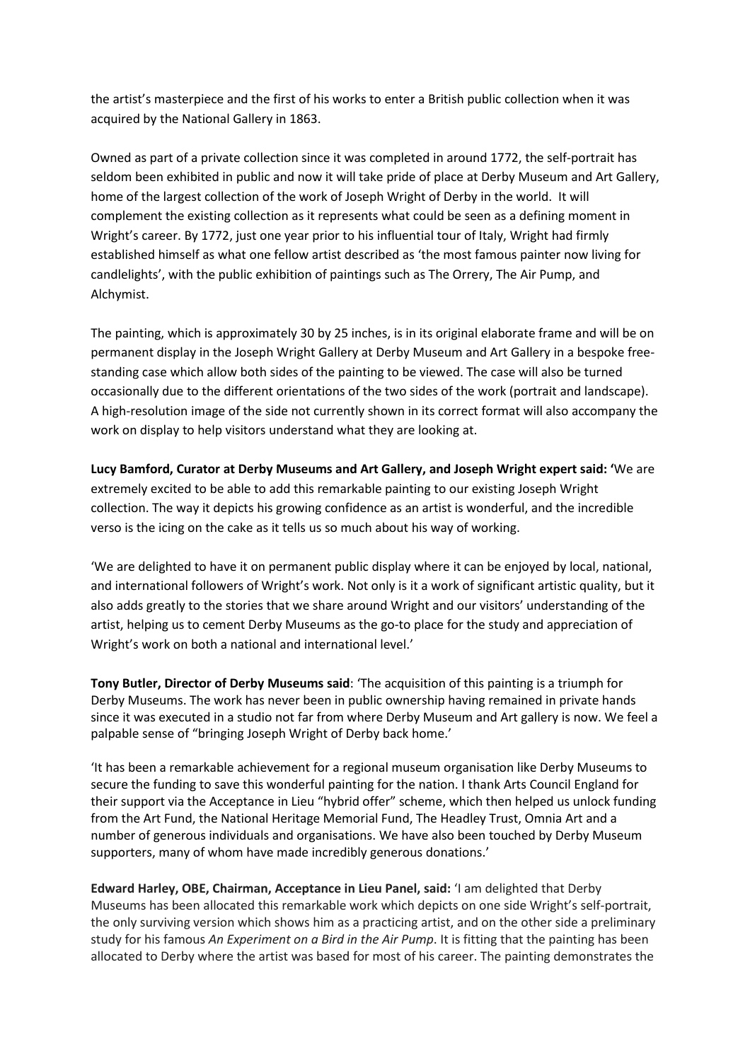the artist's masterpiece and the first of his works to enter a British public collection when it was acquired by the National Gallery in 1863.

Owned as part of a private collection since it was completed in around 1772, the self-portrait has seldom been exhibited in public and now it will take pride of place at Derby Museum and Art Gallery, home of the largest collection of the work of Joseph Wright of Derby in the world. It will complement the existing collection as it represents what could be seen as a defining moment in Wright's career. By 1772, just one year prior to his influential tour of Italy, Wright had firmly established himself as what one fellow artist described as 'the most famous painter now living for candlelights', with the public exhibition of paintings such as The Orrery, The Air Pump, and Alchymist.

The painting, which is approximately 30 by 25 inches, is in its original elaborate frame and will be on permanent display in the Joseph Wright Gallery at Derby Museum and Art Gallery in a bespoke free-standing case which allow both sides of the painting to be viewed. The case will also be turned occasionally due to the different orientations of the two sides of the work (portrait and landscape). A high-resolution image of the side not currently shown in its correct format will also accompany the work on display to help visitors understand what they are looking at.

**Lucy Bamford, Curator at Derby Museums and Art Gallery, and Joseph Wright expert said:** 'We are extremely excited to be able to add this remarkable painting to our existing Joseph Wright collection. The way it depicts his growing confidence as an artist is wonderful, and the incredible verso is the icing on the cake as it tells us so much about his way of working.

'We are delighted to have it on permanent public display where it can be enjoyed by local, national, and international followers of Wright's work. Not only is it a work of significant artistic quality, but it also adds greatly to the stories that we share around Wright and our visitors' understanding of the artist, helping us to cement Derby Museums as the go-to place for the study and appreciation of Wright's work on both a national and international level.'

**Tony Butler, Director of Derby Museums said**: 'The acquisition of this painting is a triumph for Derby Museums. The work has never been in public ownership having remained in private hands since it was executed in a studio not far from where Derby Museum and Art gallery is now. We feel a palpable sense of "bringing Joseph Wright of Derby back home.'

'It has been a remarkable achievement for a regional museum organisation like Derby Museums to secure the funding to save this wonderful painting for the nation. I thank Arts Council England for their support via the Acceptance in Lieu "hybrid offer" scheme, which then helped us unlock funding from the Art Fund, the National Heritage Memorial Fund, The Headley Trust, Omnia Art and a number of generous individuals and organisations. We have also been touched by Derby Museum supporters, many of whom have made incredibly generous donations.'

**Edward Harley, OBE, Chairman, Acceptance in Lieu Panel, said:** 'I am delighted that Derby Museums has been allocated this remarkable work which depicts on one side Wright's self-portrait, the only surviving version which shows him as a practicing artist, and on the other side a preliminary study for his famous *An Experiment on a Bird in the Air Pump*. It is fitting that the painting has been allocated to Derby where the artist was based for most of his career. The painting demonstrates the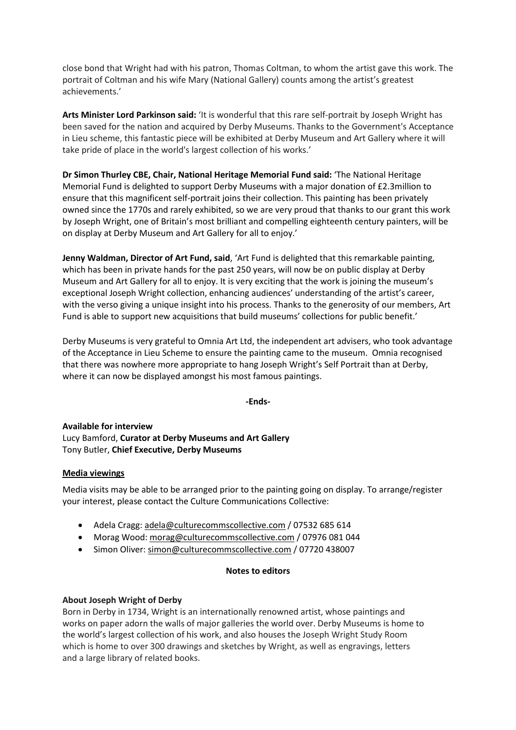close bond that Wright had with his patron, Thomas Coltman, to whom the artist gave this work. The portrait of Coltman and his wife Mary (National Gallery) counts among the artist's greatest achievements.'

**Arts Minister Lord Parkinson said:** 'It is wonderful that this rare self-portrait by Joseph Wright has been saved for the nation and acquired by Derby Museums. Thanks to the Government's Acceptance in Lieu scheme, this fantastic piece will be exhibited at Derby Museum and Art Gallery where it will take pride of place in the world's largest collection of his works.'

**Dr Simon Thurley CBE, Chair, National Heritage Memorial Fund said:** 'The National Heritage Memorial Fund is delighted to support Derby Museums with a major donation of £2.3million to ensure that this magnificent self-portrait joins their collection. This painting has been privately owned since the 1770s and rarely exhibited, so we are very proud that thanks to our grant this work by Joseph Wright, one of Britain's most brilliant and compelling eighteenth century painters, will be on display at Derby Museum and Art Gallery for all to enjoy.'

**Jenny Waldman, Director of Art Fund, said**, 'Art Fund is delighted that this remarkable painting, which has been in private hands for the past 250 years, will now be on public display at Derby Museum and Art Gallery for all to enjoy. It is very exciting that the work is joining the museum's exceptional Joseph Wright collection, enhancing audiences' understanding of the artist's career, with the verso giving a unique insight into his process. Thanks to the generosity of our members, Art Fund is able to support new acquisitions that build museums' collections for public benefit.'

Derby Museums is very grateful to Omnia Art Ltd, the independent art advisers, who took advantage of the Acceptance in Lieu Scheme to ensure the painting came to the museum. Omnia recognised that there was nowhere more appropriate to hang Joseph Wright's Self Portrait than at Derby, where it can now be displayed amongst his most famous paintings.

**-Ends-**

**Available for interview**
Lucy Bamford, **Curator at Derby Museums and Art Gallery**
Tony Butler, **Chief Executive, Derby Museums**

**Media viewings**

Media visits may be able to be arranged prior to the painting going on display. To arrange/register your interest, please contact the Culture Communications Collective:

- Adela Cragg: adela@culturecommscollective.com / 07532 685 614
- Morag Wood: morag@culturecommscollective.com / 07976 081 044
- Simon Oliver: simon@culturecommscollective.com / 07720 438007

**Notes to editors**

**About Joseph Wright of Derby**
Born in Derby in 1734, Wright is an internationally renowned artist, whose paintings and works on paper adorn the walls of major galleries the world over. Derby Museums is home to the world's largest collection of his work, and also houses the Joseph Wright Study Room which is home to over 300 drawings and sketches by Wright, as well as engravings, letters and a large library of related books.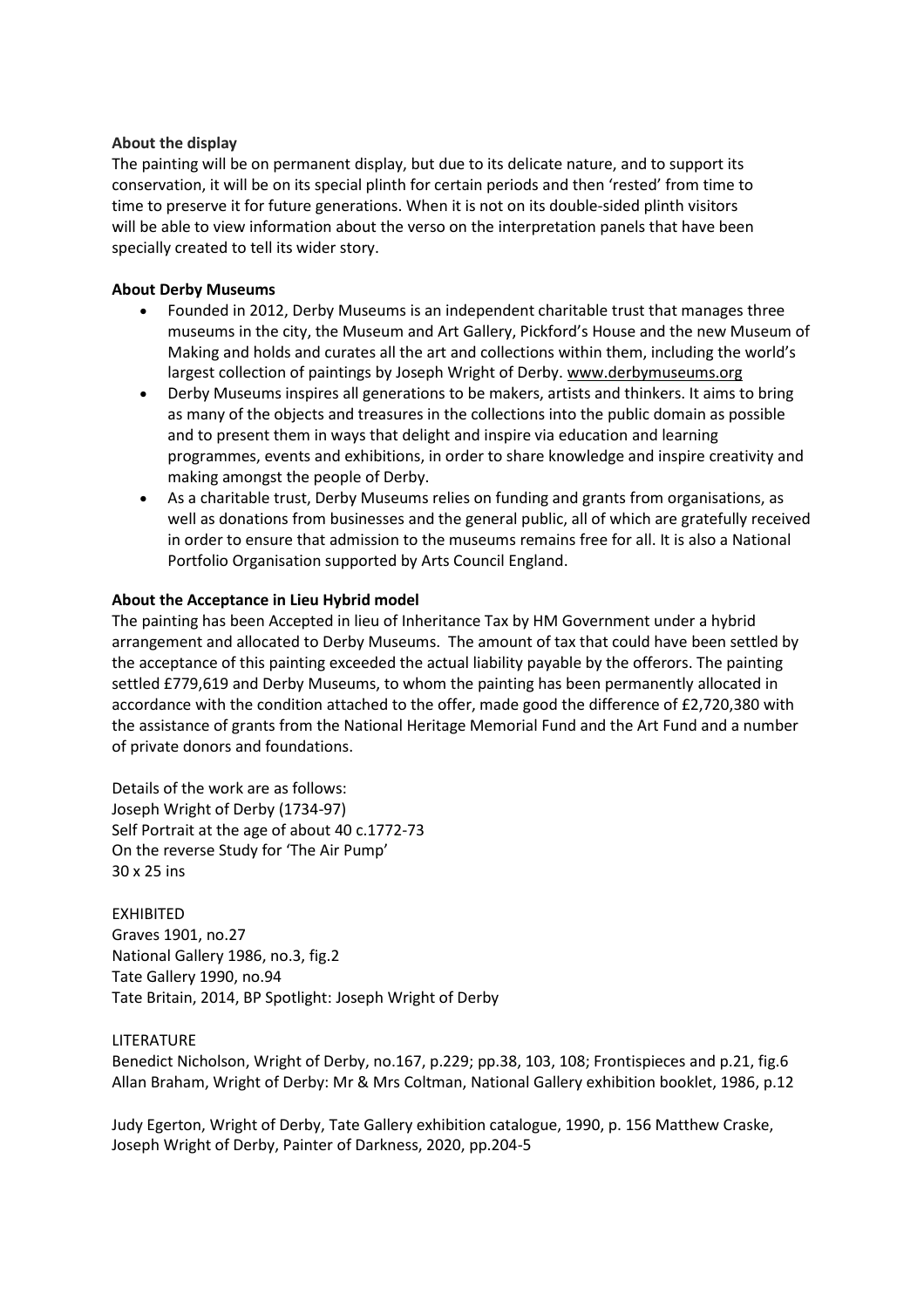**About the display**

The painting will be on permanent display, but due to its delicate nature, and to support its conservation, it will be on its special plinth for certain periods and then 'rested' from time to time to preserve it for future generations. When it is not on its double-sided plinth visitors will be able to view information about the verso on the interpretation panels that have been specially created to tell its wider story.

**About Derby Museums**

- Founded in 2012, Derby Museums is an independent charitable trust that manages three museums in the city, the Museum and Art Gallery, Pickford's House and the new Museum of Making and holds and curates all the art and collections within them, including the world's largest collection of paintings by Joseph Wright of Derby. www.derbymuseums.org
- Derby Museums inspires all generations to be makers, artists and thinkers. It aims to bring as many of the objects and treasures in the collections into the public domain as possible and to present them in ways that delight and inspire via education and learning programmes, events and exhibitions, in order to share knowledge and inspire creativity and making amongst the people of Derby.
- As a charitable trust, Derby Museums relies on funding and grants from organisations, as well as donations from businesses and the general public, all of which are gratefully received in order to ensure that admission to the museums remains free for all. It is also a National Portfolio Organisation supported by Arts Council England.

**About the Acceptance in Lieu Hybrid model**

The painting has been Accepted in lieu of Inheritance Tax by HM Government under a hybrid arrangement and allocated to Derby Museums. The amount of tax that could have been settled by the acceptance of this painting exceeded the actual liability payable by the offerors. The painting settled £779,619 and Derby Museums, to whom the painting has been permanently allocated in accordance with the condition attached to the offer, made good the difference of £2,720,380 with the assistance of grants from the National Heritage Memorial Fund and the Art Fund and a number of private donors and foundations.

Details of the work are as follows:
Joseph Wright of Derby (1734-97)
Self Portrait at the age of about 40 c.1772-73
On the reverse Study for 'The Air Pump'
30 x 25 ins

EXHIBITED
Graves 1901, no.27
National Gallery 1986, no.3, fig.2
Tate Gallery 1990, no.94
Tate Britain, 2014, BP Spotlight: Joseph Wright of Derby

LITERATURE
Benedict Nicholson, Wright of Derby, no.167, p.229; pp.38, 103, 108; Frontispieces and p.21, fig.6
Allan Braham, Wright of Derby: Mr & Mrs Coltman, National Gallery exhibition booklet, 1986, p.12

Judy Egerton, Wright of Derby, Tate Gallery exhibition catalogue, 1990, p. 156 Matthew Craske, Joseph Wright of Derby, Painter of Darkness, 2020, pp.204-5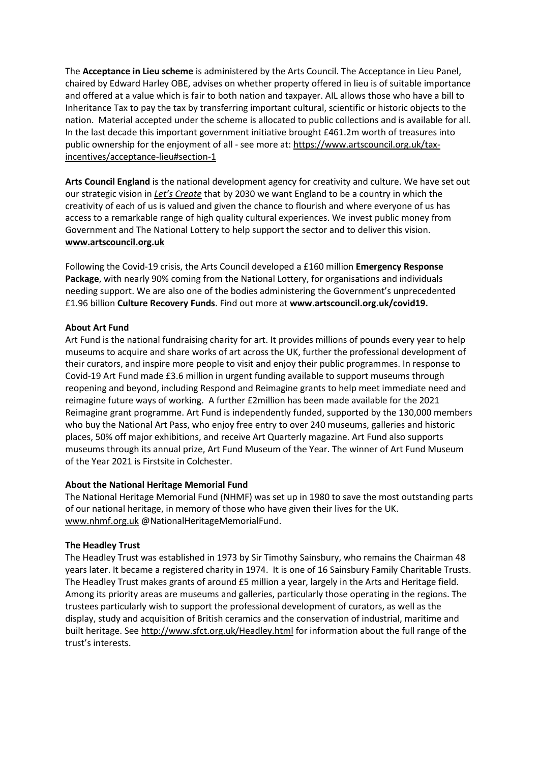The **Acceptance in Lieu scheme** is administered by the Arts Council. The Acceptance in Lieu Panel, chaired by Edward Harley OBE, advises on whether property offered in lieu is of suitable importance and offered at a value which is fair to both nation and taxpayer. AIL allows those who have a bill to Inheritance Tax to pay the tax by transferring important cultural, scientific or historic objects to the nation. Material accepted under the scheme is allocated to public collections and is available for all. In the last decade this important government initiative brought £461.2m worth of treasures into public ownership for the enjoyment of all - see more at: https://www.artscouncil.org.uk/tax-incentives/acceptance-lieu#section-1

**Arts Council England** is the national development agency for creativity and culture. We have set out our strategic vision in ***Let's Create*** that by 2030 we want England to be a country in which the creativity of each of us is valued and given the chance to flourish and where everyone of us has access to a remarkable range of high quality cultural experiences. We invest public money from Government and The National Lottery to help support the sector and to deliver this vision. **www.artscouncil.org.uk**

Following the Covid-19 crisis, the Arts Council developed a £160 million **Emergency Response Package**, with nearly 90% coming from the National Lottery, for organisations and individuals needing support. We are also one of the bodies administering the Government's unprecedented £1.96 billion **Culture Recovery Funds**. Find out more at **www.artscouncil.org.uk/covid19.**

**About Art Fund**

Art Fund is the national fundraising charity for art. It provides millions of pounds every year to help museums to acquire and share works of art across the UK, further the professional development of their curators, and inspire more people to visit and enjoy their public programmes. In response to Covid-19 Art Fund made £3.6 million in urgent funding available to support museums through reopening and beyond, including Respond and Reimagine grants to help meet immediate need and reimagine future ways of working. A further £2million has been made available for the 2021 Reimagine grant programme. Art Fund is independently funded, supported by the 130,000 members who buy the National Art Pass, who enjoy free entry to over 240 museums, galleries and historic places, 50% off major exhibitions, and receive Art Quarterly magazine. Art Fund also supports museums through its annual prize, Art Fund Museum of the Year. The winner of Art Fund Museum of the Year 2021 is Firstsite in Colchester.

**About the National Heritage Memorial Fund**

The National Heritage Memorial Fund (NHMF) was set up in 1980 to save the most outstanding parts of our national heritage, in memory of those who have given their lives for the UK. www.nhmf.org.uk @NationalHeritageMemorialFund.

**The Headley Trust**

The Headley Trust was established in 1973 by Sir Timothy Sainsbury, who remains the Chairman 48 years later. It became a registered charity in 1974. It is one of 16 Sainsbury Family Charitable Trusts. The Headley Trust makes grants of around £5 million a year, largely in the Arts and Heritage field. Among its priority areas are museums and galleries, particularly those operating in the regions. The trustees particularly wish to support the professional development of curators, as well as the display, study and acquisition of British ceramics and the conservation of industrial, maritime and built heritage. See http://www.sfct.org.uk/Headley.html for information about the full range of the trust's interests.